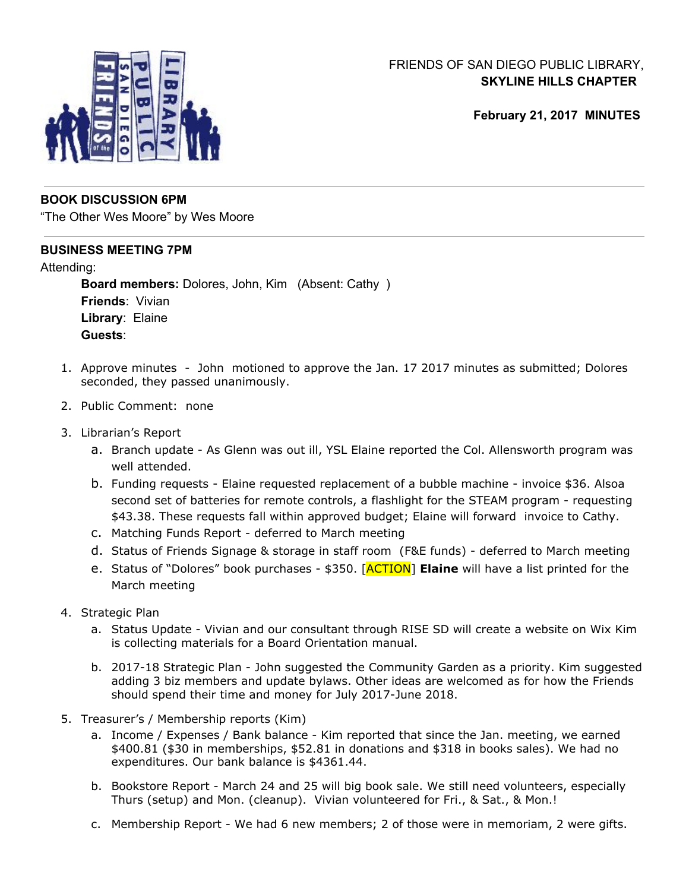FRIENDS OF SAN DIEGO PUBLIC LIBRARY,
**SKYLINE HILLS CHAPTER**

**February 21, 2017 MINUTES**

---

**BOOK DISCUSSION 6PM**

"The Other Wes Moore" by Wes Moore

---

**BUSINESS MEETING 7PM**

Attending:

**Board members:** Dolores, John, Kim (Absent: Cathy )
**Friends**: Vivian
**Library**: Elaine
**Guests**:

1. Approve minutes - John motioned to approve the Jan. 17 2017 minutes as submitted; Dolores seconded, they passed unanimously.
2. Public Comment: none
3. Librarian's Report
   a. Branch update - As Glenn was out ill, YSL Elaine reported the Col. Allensworth program was well attended.
   b. Funding requests - Elaine requested replacement of a bubble machine - invoice $36. Alsoa second set of batteries for remote controls, a flashlight for the STEAM program - requesting $43.38. These requests fall within approved budget; Elaine will forward invoice to Cathy.
   c. Matching Funds Report - deferred to March meeting
   d. Status of Friends Signage & storage in staff room (F&E funds) - deferred to March meeting
   e. Status of "Dolores" book purchases - $350. [ACTION] **Elaine** will have a list printed for the March meeting
4. Strategic Plan
   a. Status Update - Vivian and our consultant through RISE SD will create a website on Wix Kim is collecting materials for a Board Orientation manual.
   b. 2017-18 Strategic Plan - John suggested the Community Garden as a priority. Kim suggested adding 3 biz members and update bylaws. Other ideas are welcomed as for how the Friends should spend their time and money for July 2017-June 2018.
5. Treasurer's / Membership reports (Kim)
   a. Income / Expenses / Bank balance - Kim reported that since the Jan. meeting, we earned $400.81 ($30 in memberships, $52.81 in donations and $318 in books sales). We had no expenditures. Our bank balance is $4361.44.
   b. Bookstore Report - March 24 and 25 will big book sale. We still need volunteers, especially Thurs (setup) and Mon. (cleanup). Vivian volunteered for Fri., & Sat., & Mon.!
   c. Membership Report - We had 6 new members; 2 of those were in memoriam, 2 were gifts.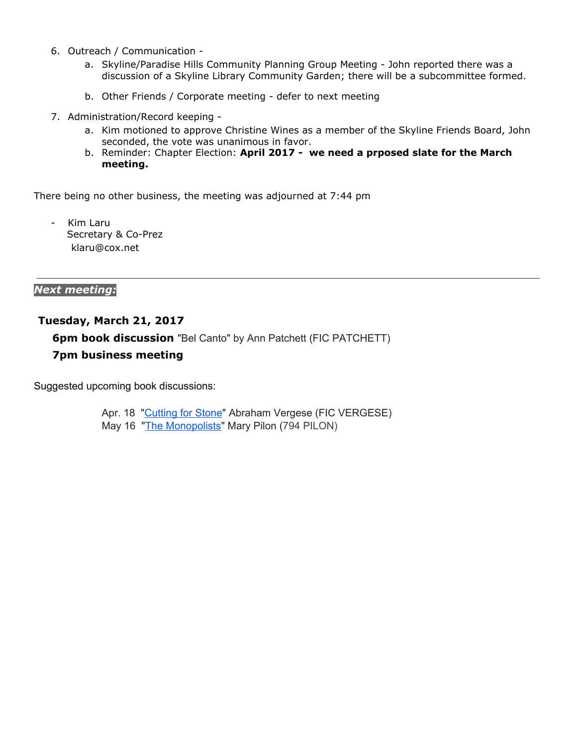6. Outreach / Communication -
    a. Skyline/Paradise Hills Community Planning Group Meeting - John reported there was a discussion of a Skyline Library Community Garden; there will be a subcommittee formed.
    b. Other Friends / Corporate meeting - defer to next meeting
7. Administration/Record keeping -
    a. Kim motioned to approve Christine Wines as a member of the Skyline Friends Board, John seconded, the vote was unanimous in favor.
    b. Reminder: Chapter Election: **April 2017 - we need a prposed slate for the March meeting.**

There being no other business, the meeting was adjourned at 7:44 pm

- Kim Laru
  Secretary & Co-Prez
  klaru@cox.net

---

***Next meeting:***

**Tuesday, March 21, 2017**

**6pm book discussion** "Bel Canto" by Ann Patchett (FIC PATCHETT)

**7pm business meeting**

Suggested upcoming book discussions:

Apr. 18 "Cutting for Stone" Abraham Vergese (FIC VERGESE)
May 16 "The Monopolists" Mary Pilon (794 PILON)